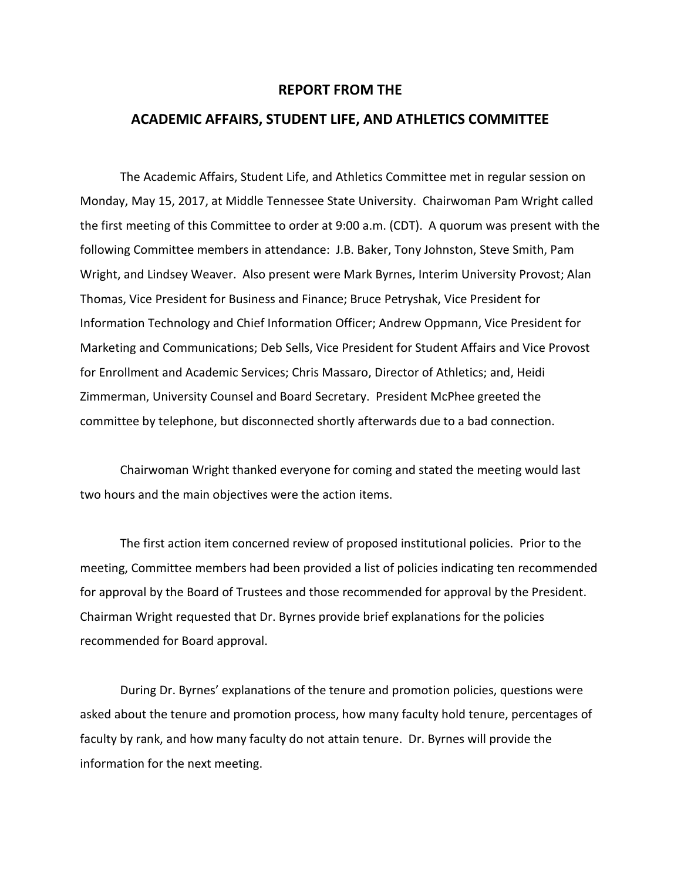# REPORT FROM THE

# ACADEMIC AFFAIRS, STUDENT LIFE, AND ATHLETICS COMMITTEE

The Academic Affairs, Student Life, and Athletics Committee met in regular session on Monday, May 15, 2017, at Middle Tennessee State University. Chairwoman Pam Wright called the first meeting of this Committee to order at 9:00 a.m. (CDT). A quorum was present with the following Committee members in attendance: J.B. Baker, Tony Johnston, Steve Smith, Pam Wright, and Lindsey Weaver. Also present were Mark Byrnes, Interim University Provost; Alan Thomas, Vice President for Business and Finance; Bruce Petryshak, Vice President for Information Technology and Chief Information Officer; Andrew Oppmann, Vice President for Marketing and Communications; Deb Sells, Vice President for Student Affairs and Vice Provost for Enrollment and Academic Services; Chris Massaro, Director of Athletics; and, Heidi Zimmerman, University Counsel and Board Secretary. President McPhee greeted the committee by telephone, but disconnected shortly afterwards due to a bad connection.

Chairwoman Wright thanked everyone for coming and stated the meeting would last two hours and the main objectives were the action items.

The first action item concerned review of proposed institutional policies. Prior to the meeting, Committee members had been provided a list of policies indicating ten recommended for approval by the Board of Trustees and those recommended for approval by the President. Chairman Wright requested that Dr. Byrnes provide brief explanations for the policies recommended for Board approval.

During Dr. Byrnes' explanations of the tenure and promotion policies, questions were asked about the tenure and promotion process, how many faculty hold tenure, percentages of faculty by rank, and how many faculty do not attain tenure. Dr. Byrnes will provide the information for the next meeting.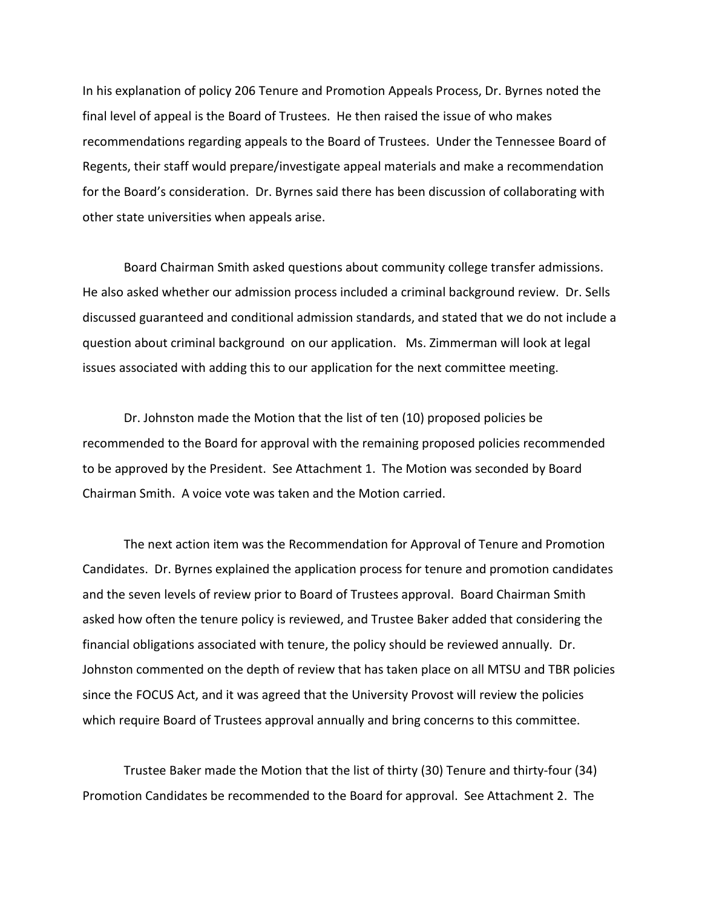In his explanation of policy 206 Tenure and Promotion Appeals Process, Dr. Byrnes noted the final level of appeal is the Board of Trustees. He then raised the issue of who makes recommendations regarding appeals to the Board of Trustees. Under the Tennessee Board of Regents, their staff would prepare/investigate appeal materials and make a recommendation for the Board's consideration. Dr. Byrnes said there has been discussion of collaborating with other state universities when appeals arise.

Board Chairman Smith asked questions about community college transfer admissions. He also asked whether our admission process included a criminal background review. Dr. Sells discussed guaranteed and conditional admission standards, and stated that we do not include a question about criminal background on our application. Ms. Zimmerman will look at legal issues associated with adding this to our application for the next committee meeting.

Dr. Johnston made the Motion that the list of ten (10) proposed policies be recommended to the Board for approval with the remaining proposed policies recommended to be approved by the President. See Attachment 1. The Motion was seconded by Board Chairman Smith. A voice vote was taken and the Motion carried.

The next action item was the Recommendation for Approval of Tenure and Promotion Candidates. Dr. Byrnes explained the application process for tenure and promotion candidates and the seven levels of review prior to Board of Trustees approval. Board Chairman Smith asked how often the tenure policy is reviewed, and Trustee Baker added that considering the financial obligations associated with tenure, the policy should be reviewed annually. Dr. Johnston commented on the depth of review that has taken place on all MTSU and TBR policies since the FOCUS Act, and it was agreed that the University Provost will review the policies which require Board of Trustees approval annually and bring concerns to this committee.

Trustee Baker made the Motion that the list of thirty (30) Tenure and thirty-four (34) Promotion Candidates be recommended to the Board for approval. See Attachment 2. The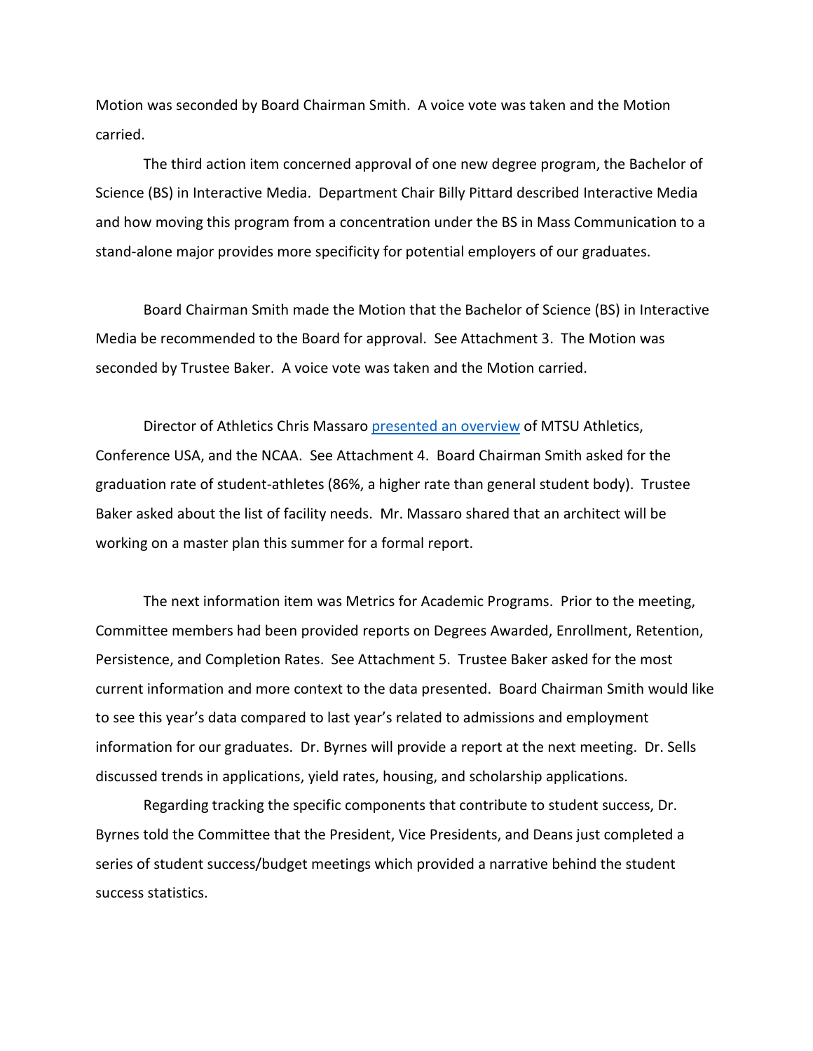Motion was seconded by Board Chairman Smith. A voice vote was taken and the Motion carried.

The third action item concerned approval of one new degree program, the Bachelor of Science (BS) in Interactive Media. Department Chair Billy Pittard described Interactive Media and how moving this program from a concentration under the BS in Mass Communication to a stand-alone major provides more specificity for potential employers of our graduates.

Board Chairman Smith made the Motion that the Bachelor of Science (BS) in Interactive Media be recommended to the Board for approval. See Attachment 3. The Motion was seconded by Trustee Baker. A voice vote was taken and the Motion carried.

Director of Athletics Chris Massaro presented an overview of MTSU Athletics, Conference USA, and the NCAA. See Attachment 4. Board Chairman Smith asked for the graduation rate of student-athletes (86%, a higher rate than general student body). Trustee Baker asked about the list of facility needs. Mr. Massaro shared that an architect will be working on a master plan this summer for a formal report.

The next information item was Metrics for Academic Programs. Prior to the meeting, Committee members had been provided reports on Degrees Awarded, Enrollment, Retention, Persistence, and Completion Rates. See Attachment 5. Trustee Baker asked for the most current information and more context to the data presented. Board Chairman Smith would like to see this year's data compared to last year's related to admissions and employment information for our graduates. Dr. Byrnes will provide a report at the next meeting. Dr. Sells discussed trends in applications, yield rates, housing, and scholarship applications.

Regarding tracking the specific components that contribute to student success, Dr. Byrnes told the Committee that the President, Vice Presidents, and Deans just completed a series of student success/budget meetings which provided a narrative behind the student success statistics.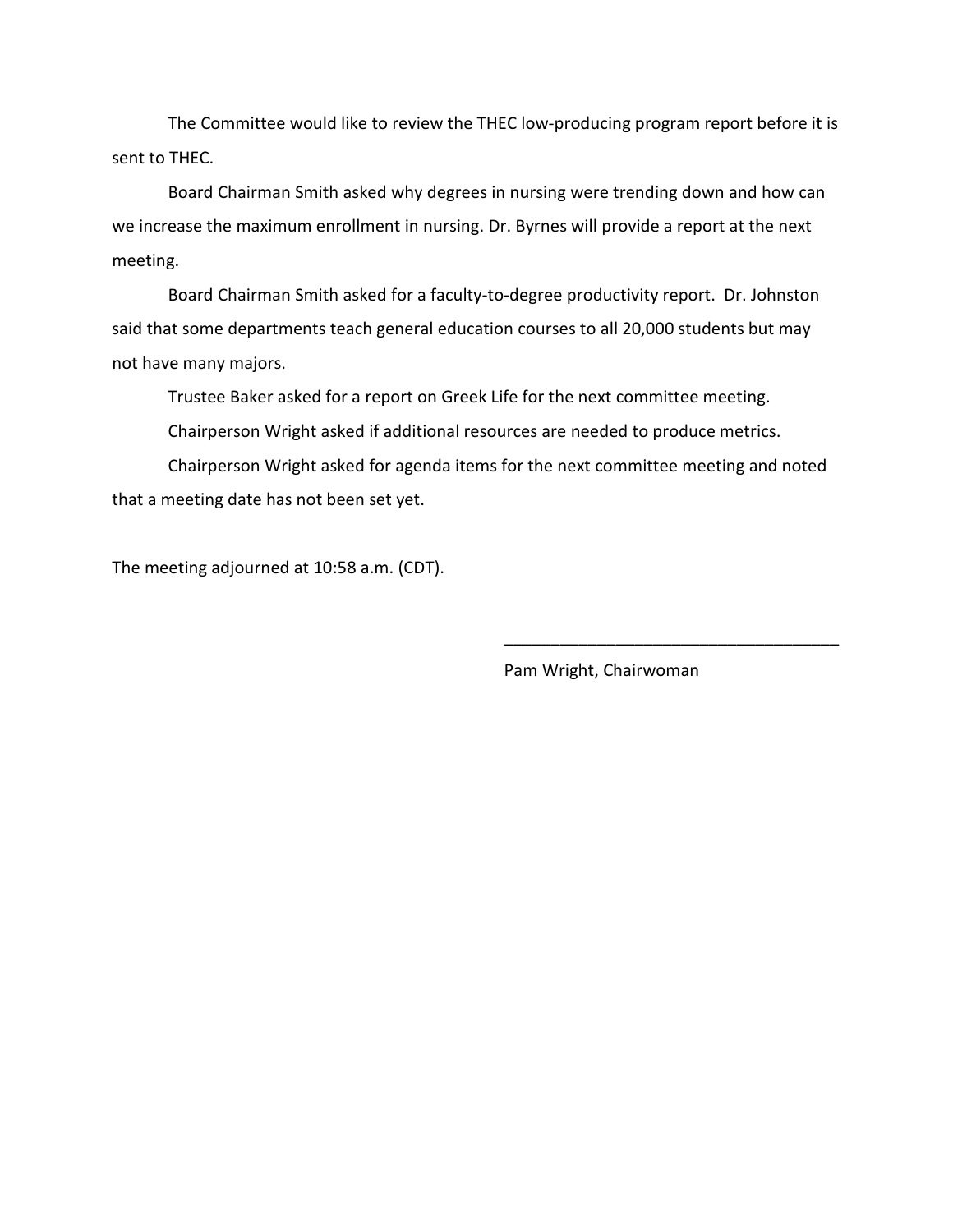The Committee would like to review the THEC low-producing program report before it is sent to THEC.

Board Chairman Smith asked why degrees in nursing were trending down and how can we increase the maximum enrollment in nursing. Dr. Byrnes will provide a report at the next meeting.

Board Chairman Smith asked for a faculty-to-degree productivity report. Dr. Johnston said that some departments teach general education courses to all 20,000 students but may not have many majors.

Trustee Baker asked for a report on Greek Life for the next committee meeting.

Chairperson Wright asked if additional resources are needed to produce metrics.

Chairperson Wright asked for agenda items for the next committee meeting and noted that a meeting date has not been set yet.

The meeting adjourned at 10:58 a.m. (CDT).

_____________________________________

Pam Wright, Chairwoman